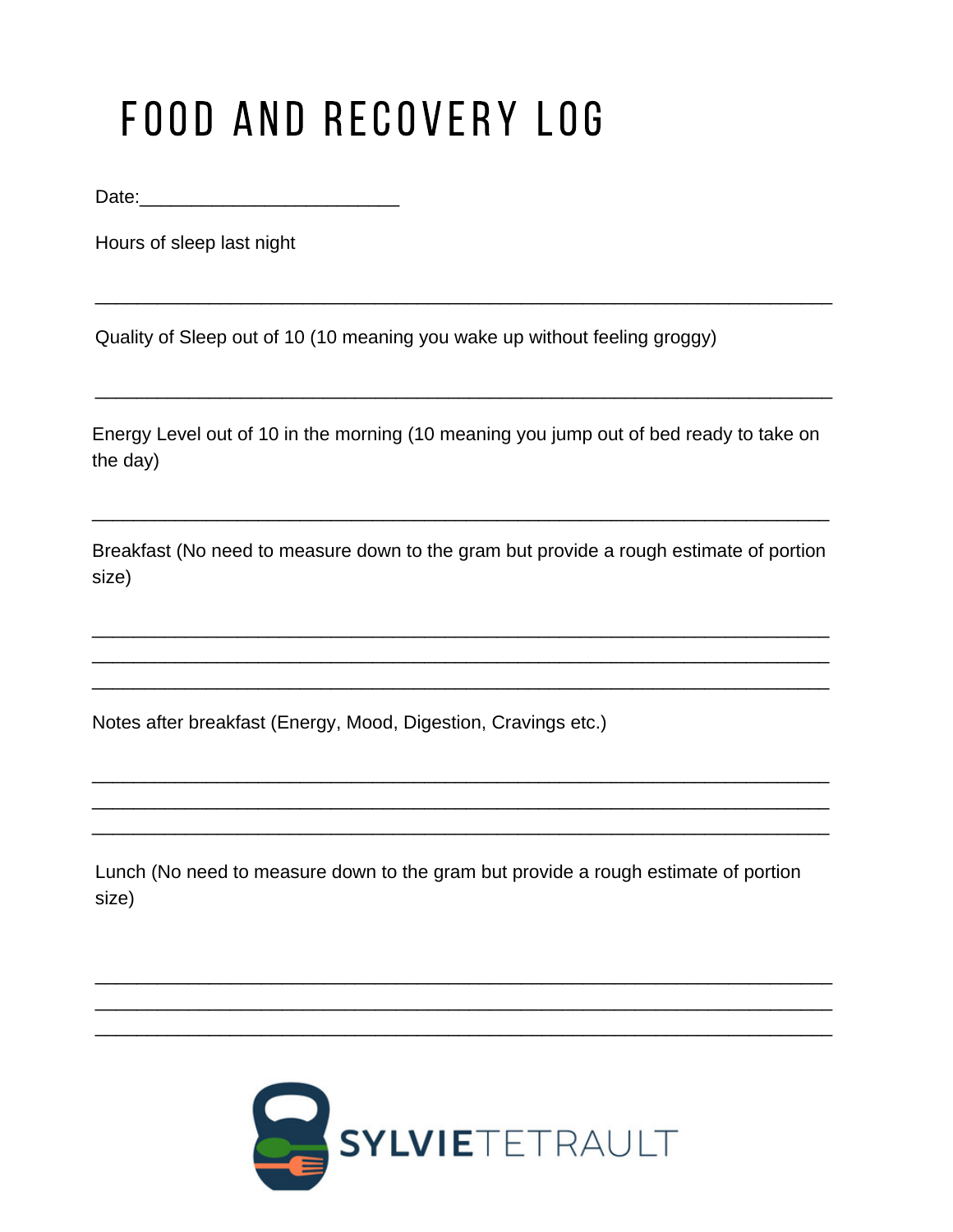# FOOD AND RECOVERY LOG

Date:________________________

Hours of sleep last night

_____________________________________________________________________

Quality of Sleep out of 10 (10 meaning you wake up without feeling groggy)

_____________________________________________________________________

Energy Level out of 10 in the morning (10 meaning you jump out of bed ready to take on the day)

_____________________________________________________________________

Breakfast (No need to measure down to the gram but provide a rough estimate of portion size)

_____________________________________________________________________
_____________________________________________________________________
_____________________________________________________________________

Notes after breakfast (Energy, Mood, Digestion, Cravings etc.)

_____________________________________________________________________
_____________________________________________________________________
_____________________________________________________________________

Lunch (No need to measure down to the gram but provide a rough estimate of portion size)

_____________________________________________________________________
_____________________________________________________________________
_____________________________________________________________________

SYLVIETETRAULT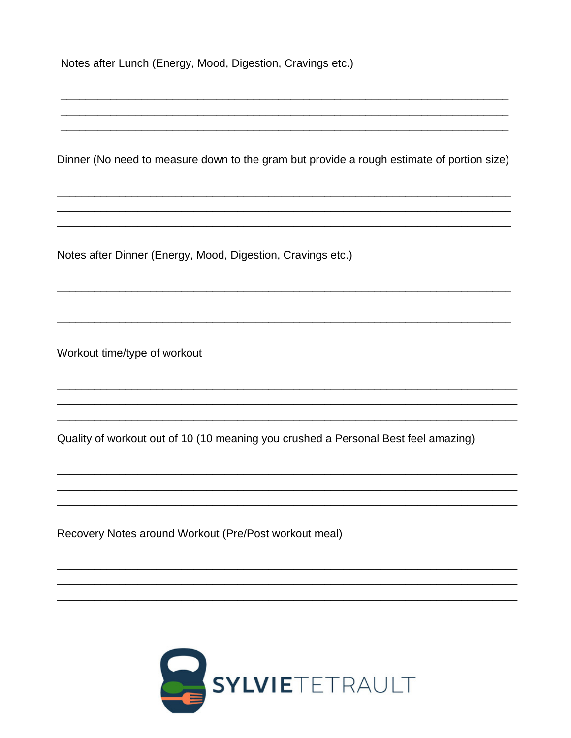Notes after Lunch (Energy, Mood, Digestion, Cravings etc.)

___________________________________________________________________________
___________________________________________________________________________
___________________________________________________________________________

Dinner (No need to measure down to the gram but provide a rough estimate of portion size)

___________________________________________________________________________
___________________________________________________________________________
___________________________________________________________________________

Notes after Dinner (Energy, Mood, Digestion, Cravings etc.)

___________________________________________________________________________
___________________________________________________________________________
___________________________________________________________________________

Workout time/type of workout

___________________________________________________________________________
___________________________________________________________________________
___________________________________________________________________________

Quality of workout out of 10 (10 meaning you crushed a Personal Best feel amazing)

___________________________________________________________________________
___________________________________________________________________________
___________________________________________________________________________

Recovery Notes around Workout (Pre/Post workout meal)

___________________________________________________________________________
___________________________________________________________________________
___________________________________________________________________________

SYLVIETETRAULT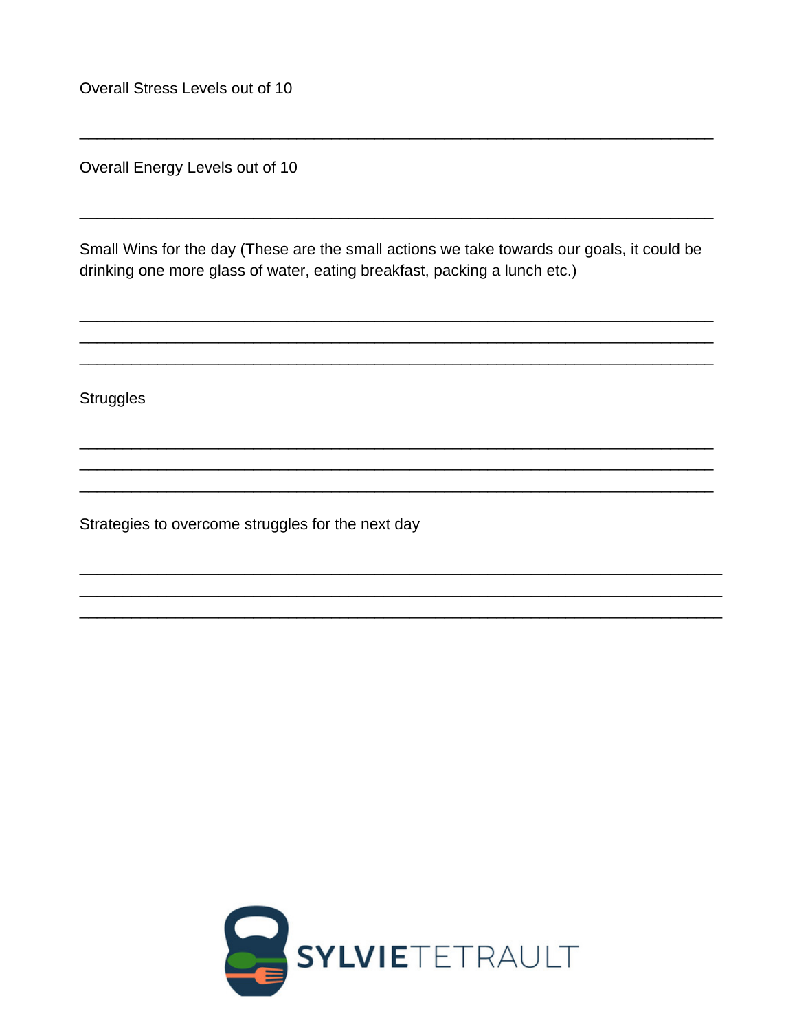Overall Stress Levels out of 10

______________________________________________________________________________

Overall Energy Levels out of 10

______________________________________________________________________________

Small Wins for the day (These are the small actions we take towards our goals, it could be drinking one more glass of water, eating breakfast, packing a lunch etc.)

______________________________________________________________________________
______________________________________________________________________________
______________________________________________________________________________

Struggles

______________________________________________________________________________
______________________________________________________________________________
______________________________________________________________________________

Strategies to overcome struggles for the next day

______________________________________________________________________________
______________________________________________________________________________
______________________________________________________________________________

SYLVIETETRAULT